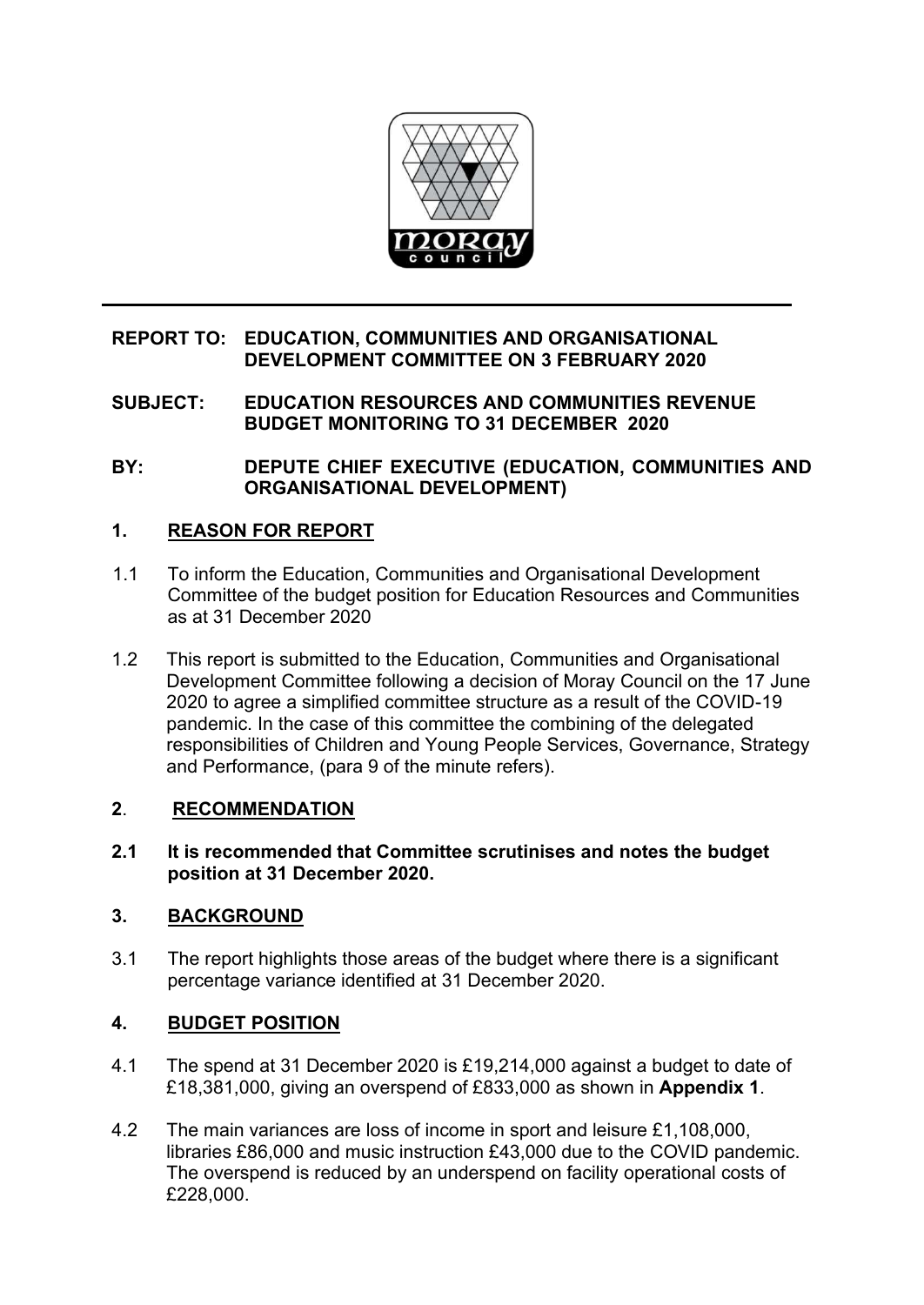**REPORT TO:** **EDUCATION, COMMUNITIES AND ORGANISATIONAL DEVELOPMENT COMMITTEE ON 3 FEBRUARY 2020**

**SUBJECT:** **EDUCATION RESOURCES AND COMMUNITIES REVENUE BUDGET MONITORING TO 31 DECEMBER 2020**

**BY:** **DEPUTE CHIEF EXECUTIVE (EDUCATION, COMMUNITIES AND ORGANISATIONAL DEVELOPMENT)**

## 1. REASON FOR REPORT

1.1 To inform the Education, Communities and Organisational Development Committee of the budget position for Education Resources and Communities as at 31 December 2020

1.2 This report is submitted to the Education, Communities and Organisational Development Committee following a decision of Moray Council on the 17 June 2020 to agree a simplified committee structure as a result of the COVID-19 pandemic. In the case of this committee the combining of the delegated responsibilities of Children and Young People Services, Governance, Strategy and Performance, (para 9 of the minute refers).

## 2. RECOMMENDATION

**2.1 It is recommended that Committee scrutinises and notes the budget position at 31 December 2020.**

## 3. BACKGROUND

3.1 The report highlights those areas of the budget where there is a significant percentage variance identified at 31 December 2020.

## 4. BUDGET POSITION

4.1 The spend at 31 December 2020 is £19,214,000 against a budget to date of £18,381,000, giving an overspend of £833,000 as shown in **Appendix 1**.

4.2 The main variances are loss of income in sport and leisure £1,108,000, libraries £86,000 and music instruction £43,000 due to the COVID pandemic. The overspend is reduced by an underspend on facility operational costs of £228,000.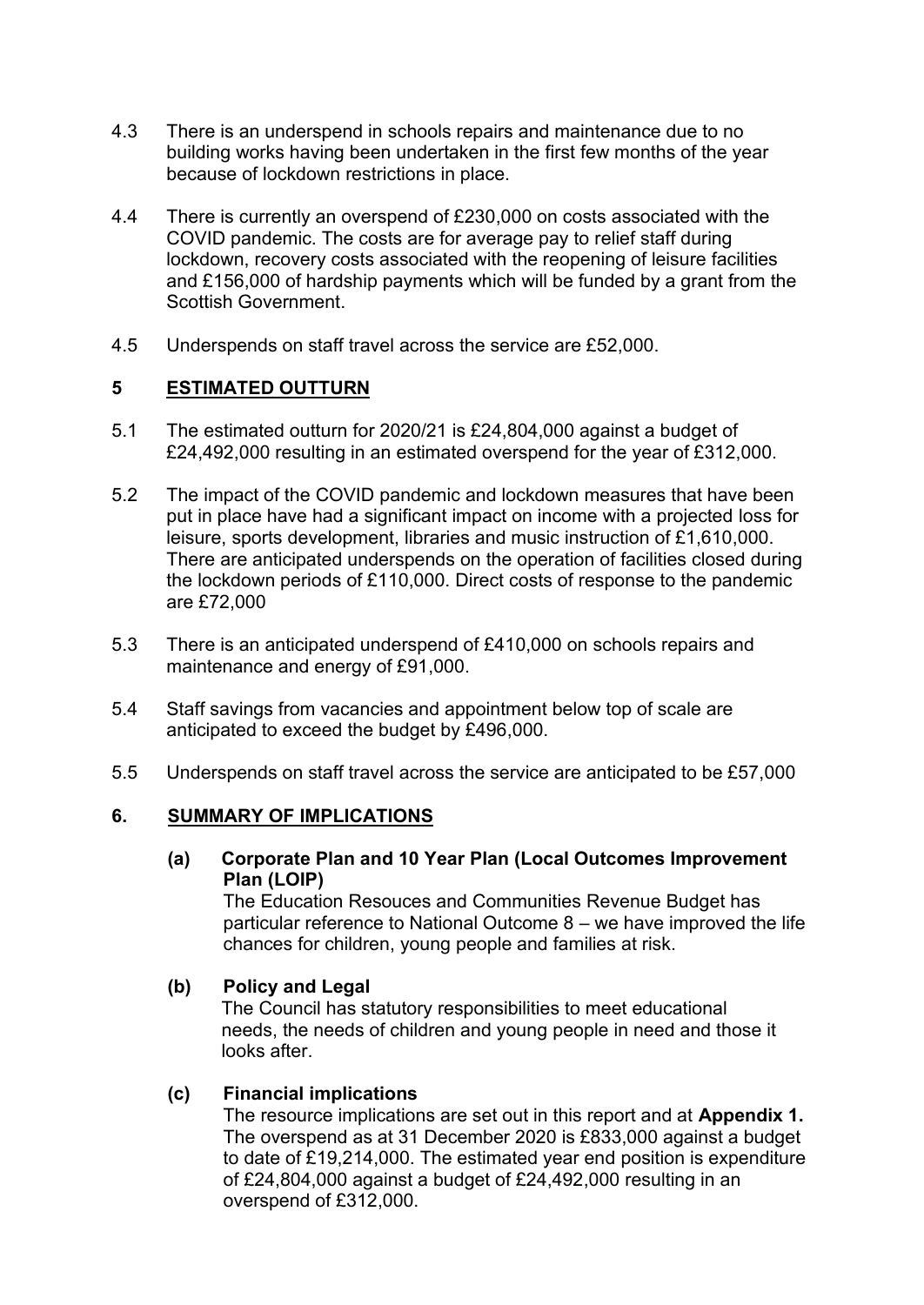4.3 There is an underspend in schools repairs and maintenance due to no building works having been undertaken in the first few months of the year because of lockdown restrictions in place.

4.4 There is currently an overspend of £230,000 on costs associated with the COVID pandemic. The costs are for average pay to relief staff during lockdown, recovery costs associated with the reopening of leisure facilities and £156,000 of hardship payments which will be funded by a grant from the Scottish Government.

4.5 Underspends on staff travel across the service are £52,000.

## 5 ESTIMATED OUTTURN

5.1 The estimated outturn for 2020/21 is £24,804,000 against a budget of £24,492,000 resulting in an estimated overspend for the year of £312,000.

5.2 The impact of the COVID pandemic and lockdown measures that have been put in place have had a significant impact on income with a projected loss for leisure, sports development, libraries and music instruction of £1,610,000. There are anticipated underspends on the operation of facilities closed during the lockdown periods of £110,000. Direct costs of response to the pandemic are £72,000

5.3 There is an anticipated underspend of £410,000 on schools repairs and maintenance and energy of £91,000.

5.4 Staff savings from vacancies and appointment below top of scale are anticipated to exceed the budget by £496,000.

5.5 Underspends on staff travel across the service are anticipated to be £57,000

## 6. SUMMARY OF IMPLICATIONS

**(a) Corporate Plan and 10 Year Plan (Local Outcomes Improvement Plan (LOIP)**

The Education Resouces and Communities Revenue Budget has particular reference to National Outcome 8 – we have improved the life chances for children, young people and families at risk.

**(b) Policy and Legal**

The Council has statutory responsibilities to meet educational needs, the needs of children and young people in need and those it looks after.

**(c) Financial implications**

The resource implications are set out in this report and at **Appendix 1.** The overspend as at 31 December 2020 is £833,000 against a budget to date of £19,214,000. The estimated year end position is expenditure of £24,804,000 against a budget of £24,492,000 resulting in an overspend of £312,000.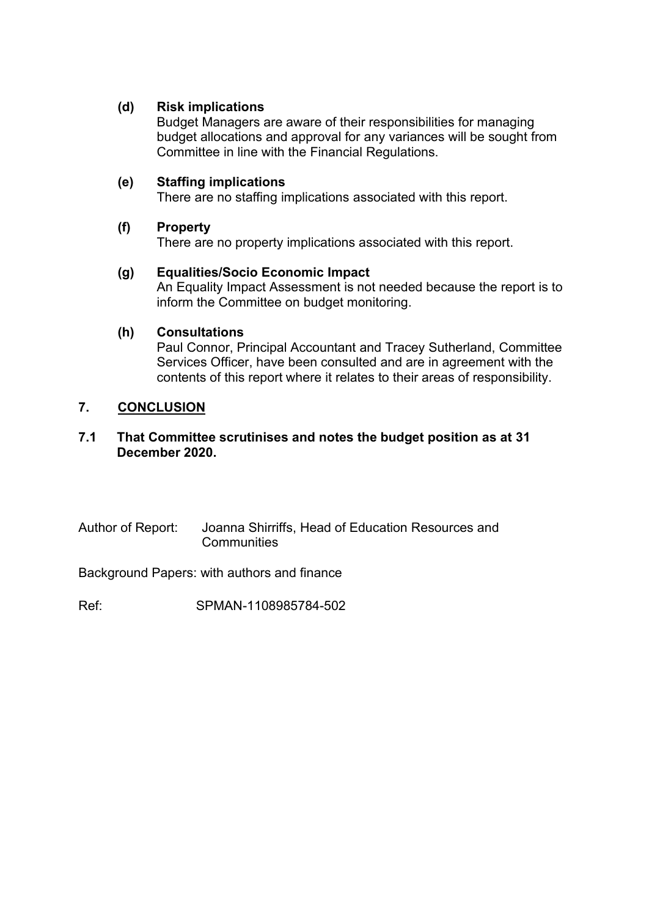**(d) Risk implications**

Budget Managers are aware of their responsibilities for managing budget allocations and approval for any variances will be sought from Committee in line with the Financial Regulations.

**(e) Staffing implications**

There are no staffing implications associated with this report.

**(f) Property**

There are no property implications associated with this report.

**(g) Equalities/Socio Economic Impact**

An Equality Impact Assessment is not needed because the report is to inform the Committee on budget monitoring.

**(h) Consultations**

Paul Connor, Principal Accountant and Tracey Sutherland, Committee Services Officer, have been consulted and are in agreement with the contents of this report where it relates to their areas of responsibility.

## 7. CONCLUSION

**7.1 That Committee scrutinises and notes the budget position as at 31 December 2020.**

Author of Report: Joanna Shirriffs, Head of Education Resources and Communities

Background Papers: with authors and finance

Ref: SPMAN-1108985784-502